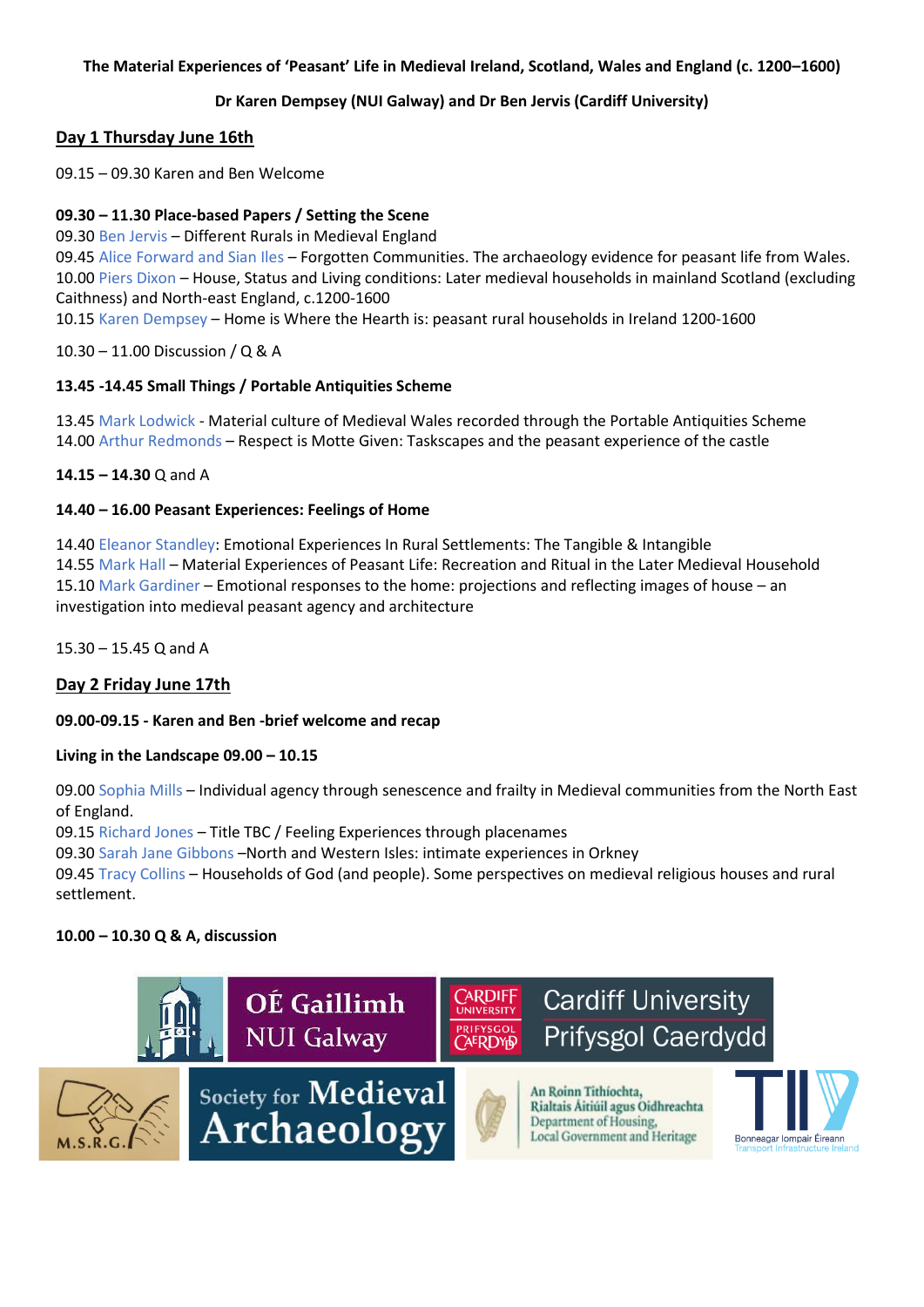**The Material Experiences of 'Peasant' Life in Medieval Ireland, Scotland, Wales and England (c. 1200–1600)**

**Dr Karen Dempsey (NUI Galway) and Dr Ben Jervis (Cardiff University)**

## Day 1 Thursday June 16th

09.15 – 09.30 Karen and Ben Welcome

**09.30 – 11.30 Place-based Papers / Setting the Scene**

09.30 Ben Jervis – Different Rurals in Medieval England
09.45 Alice Forward and Sian Iles – Forgotten Communities. The archaeology evidence for peasant life from Wales.
10.00 Piers Dixon – House, Status and Living conditions: Later medieval households in mainland Scotland (excluding Caithness) and North-east England, c.1200-1600
10.15 Karen Dempsey – Home is Where the Hearth is: peasant rural households in Ireland 1200-1600

10.30 – 11.00 Discussion / Q & A

**13.45 -14.45 Small Things / Portable Antiquities Scheme**

13.45 Mark Lodwick - Material culture of Medieval Wales recorded through the Portable Antiquities Scheme
14.00 Arthur Redmonds – Respect is Motte Given: Taskscapes and the peasant experience of the castle

**14.15 – 14.30** Q and A

**14.40 – 16.00 Peasant Experiences: Feelings of Home**

14.40 Eleanor Standley: Emotional Experiences In Rural Settlements: The Tangible & Intangible
14.55 Mark Hall – Material Experiences of Peasant Life: Recreation and Ritual in the Later Medieval Household
15.10 Mark Gardiner – Emotional responses to the home: projections and reflecting images of house – an investigation into medieval peasant agency and architecture

15.30 – 15.45 Q and A

## Day 2 Friday June 17th

**09.00-09.15 - Karen and Ben -brief welcome and recap**

**Living in the Landscape 09.00 – 10.15**

09.00 Sophia Mills – Individual agency through senescence and frailty in Medieval communities from the North East of England.
09.15 Richard Jones – Title TBC / Feeling Experiences through placenames
09.30 Sarah Jane Gibbons –North and Western Isles: intimate experiences in Orkney
09.45 Tracy Collins – Households of God (and people). Some perspectives on medieval religious houses and rural settlement.

**10.00 – 10.30 Q & A, discussion**

OÉ Gaillimh NUI Galway | Cardiff University Prifysgol Caerdydd | M.S.R.G. | Society for Medieval Archaeology | An Roinn Tithíochta, Rialtais Áitiúil agus Oidhreachta Department of Housing, Local Government and Heritage | Bonneagar Iompair Éireann Transport Infrastructure Ireland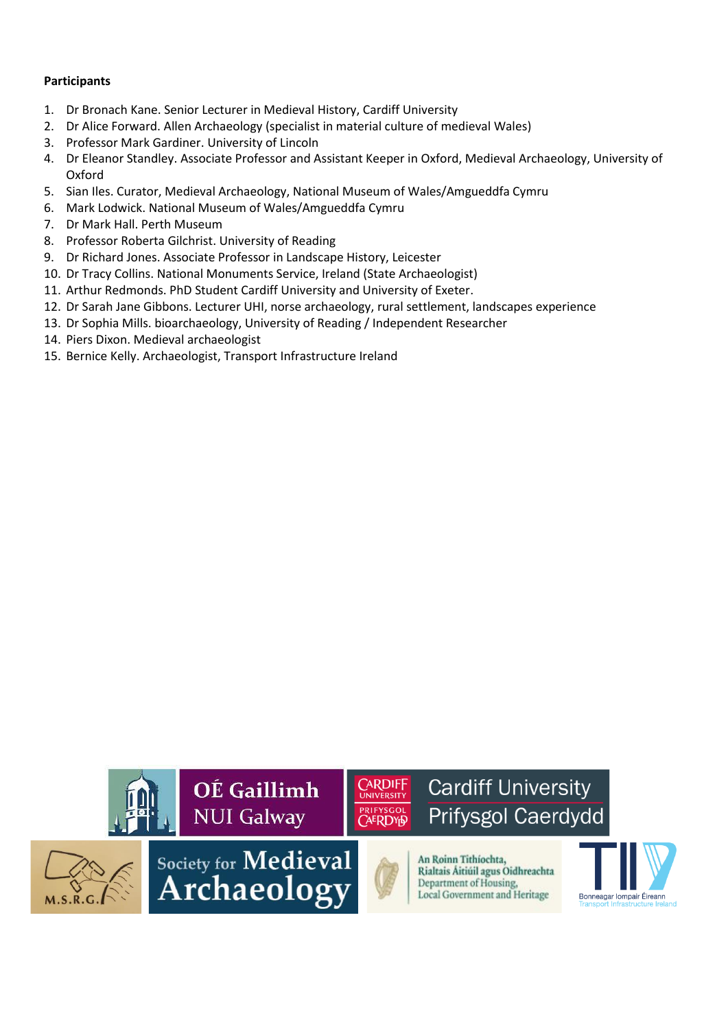**Participants**

1. Dr Bronach Kane. Senior Lecturer in Medieval History, Cardiff University
2. Dr Alice Forward. Allen Archaeology (specialist in material culture of medieval Wales)
3. Professor Mark Gardiner. University of Lincoln
4. Dr Eleanor Standley. Associate Professor and Assistant Keeper in Oxford, Medieval Archaeology, University of Oxford
5. Sian Iles. Curator, Medieval Archaeology, National Museum of Wales/Amgueddfa Cymru
6. Mark Lodwick. National Museum of Wales/Amgueddfa Cymru
7. Dr Mark Hall. Perth Museum
8. Professor Roberta Gilchrist. University of Reading
9. Dr Richard Jones. Associate Professor in Landscape History, Leicester
10. Dr Tracy Collins. National Monuments Service, Ireland (State Archaeologist)
11. Arthur Redmonds. PhD Student Cardiff University and University of Exeter.
12. Dr Sarah Jane Gibbons. Lecturer UHI, norse archaeology, rural settlement, landscapes experience
13. Dr Sophia Mills. bioarchaeology, University of Reading / Independent Researcher
14. Piers Dixon. Medieval archaeologist
15. Bernice Kelly. Archaeologist, Transport Infrastructure Ireland

OÉ Gaillimh NUI Galway

Cardiff University Prifysgol Caerdydd

M.S.R.G.

Society for Medieval Archaeology

An Roinn Tithíochta, Rialtais Áitiúil agus Oidhreachta
Department of Housing, Local Government and Heritage

Bonneagar Iompair Éireann
Transport Infrastructure Ireland